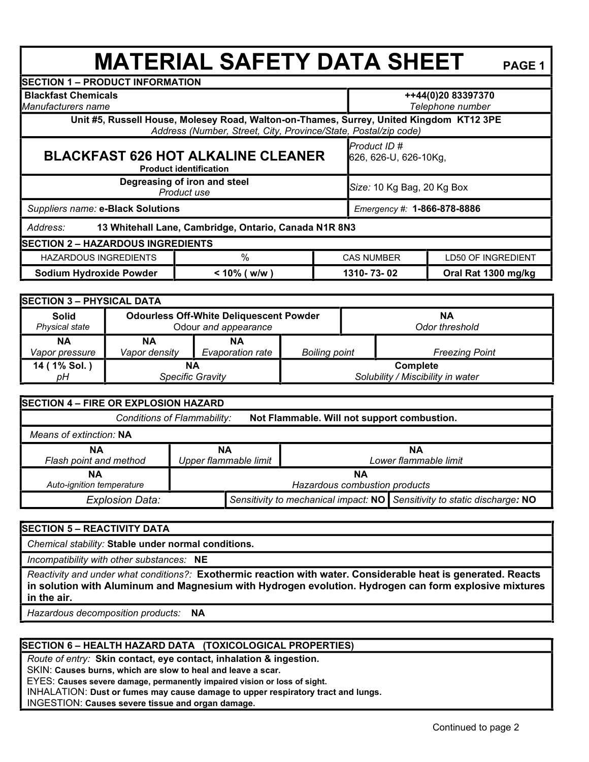# MATERIAL SAFETY DATA SHEET

PAGE 1

## SECTION 1 – PRODUCT INFORMATION

| | |
|---|---|
| **Blackfast Chemicals**<br>*Manufacturers name* | **++44(0)20 83397370**<br>*Telephone number* |
| **Unit #5, Russell House, Molesey Road, Walton-on-Thames, Surrey, United Kingdom KT12 3PE**<br>*Address (Number, Street, City, Province/State, Postal/zip code)* | |
| **BLACKFAST 626 HOT ALKALINE CLEANER**<br>**Product identification** | *Product ID #*<br>626, 626-U, 626-10Kg, |
| **Degreasing of iron and steel**<br>*Product use* | *Size:* 10 Kg Bag, 20 Kg Box |
| *Suppliers name:* **e-Black Solutions** | *Emergency #:* **1-866-878-8886** |
| *Address:* **13 Whitehall Lane, Cambridge, Ontario, Canada N1R 8N3** | |

## SECTION 2 – HAZARDOUS INGREDIENTS

| HAZARDOUS INGREDIENTS | % | CAS NUMBER | LD50 OF INGREDIENT |
|---|---|---|---|
| **Sodium Hydroxide Powder** | **< 10% ( w/w )** | **1310- 73- 02** | **Oral Rat 1300 mg/kg** |

## SECTION 3 – PHYSICAL DATA

| | | | | |
|---|---|---|---|---|
| **Solid**<br>*Physical state* | **Odourless Off-White Deliquescent Powder**<br>Odour and appearance | | **NA**<br>*Odor threshold* | |
| **NA**<br>*Vapor pressure* | **NA**<br>*Vapor density* | **NA**<br>*Evaporation rate* | *Boiling point* | *Freezing Point* |
| **14 ( 1% Sol. )**<br>*pH* | **NA**<br>*Specific Gravity* | | **Complete**<br>*Solubility / Miscibility in water* | |

## SECTION 4 – FIRE OR EXPLOSION HAZARD

*Conditions of Flammability:* **Not Flammable. Will not support combustion.**

*Means of extinction:* **NA**

| | | |
|---|---|---|
| **NA**<br>*Flash point and method* | **NA**<br>*Upper flammable limit* | **NA**<br>*Lower flammable limit* |
| **NA**<br>*Auto-ignition temperature* | **NA**<br>*Hazardous combustion products* | |
| *Explosion Data:* | *Sensitivity to mechanical impact:* **NO** | *Sensitivity to static discharge:* **NO** |

## SECTION 5 – REACTIVITY DATA

*Chemical stability:* **Stable under normal conditions.**

*Incompatibility with other substances:* **NE**

*Reactivity and under what conditions?:* **Exothermic reaction with water. Considerable heat is generated. Reacts in solution with Aluminum and Magnesium with Hydrogen evolution. Hydrogen can form explosive mixtures in the air.**

*Hazardous decomposition products:* **NA**

## SECTION 6 – HEALTH HAZARD DATA (TOXICOLOGICAL PROPERTIES)

*Route of entry:* **Skin contact, eye contact, inhalation & ingestion.**

SKIN: **Causes burns, which are slow to heal and leave a scar.**

EYES: **Causes severe damage, permanently impaired vision or loss of sight.**

INHALATION: **Dust or fumes may cause damage to upper respiratory tract and lungs.**

INGESTION: **Causes severe tissue and organ damage.**

Continued to page 2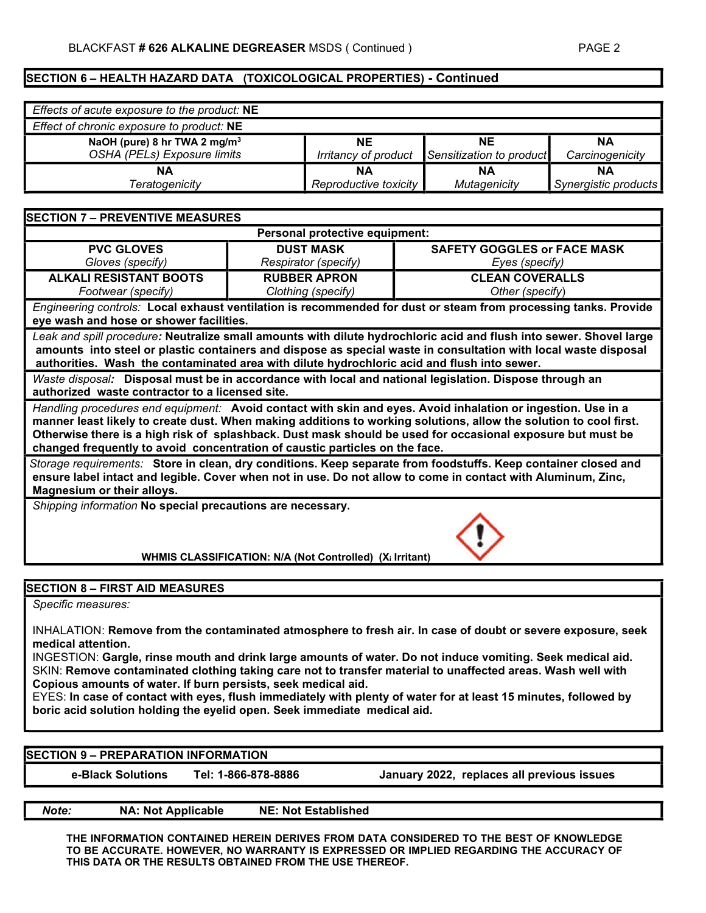## SECTION 6 – HEALTH HAZARD DATA (TOXICOLOGICAL PROPERTIES) - Continued

*Effects of acute exposure to the product:* **NE**

*Effect of chronic exposure to product:* **NE**

| | | | |
|---|---|---|---|
| **NaOH (pure) 8 hr TWA 2 mg/m$^3$**<br>*OSHA (PELs) Exposure limits* | **NE**<br>*Irritancy of product* | **NE**<br>*Sensitization to product* | **NA**<br>*Carcinogenicity* |
| **NA**<br>*Teratogenicity* | **NA**<br>*Reproductive toxicity* | **NA**<br>*Mutagenicity* | **NA**<br>*Synergistic products* |

## SECTION 7 – PREVENTIVE MEASURES

**Personal protective equipment:**

| | | |
|---|---|---|
| **PVC GLOVES**<br>*Gloves (specify)* | **DUST MASK**<br>*Respirator (specify)* | **SAFETY GOGGLES or FACE MASK**<br>*Eyes (specify)* |
| **ALKALI RESISTANT BOOTS**<br>*Footwear (specify)* | **RUBBER APRON**<br>*Clothing (specify)* | **CLEAN COVERALLS**<br>*Other (specify)* |

*Engineering controls:* **Local exhaust ventilation is recommended for dust or steam from processing tanks. Provide eye wash and hose or shower facilities.**

*Leak and spill procedure:* **Neutralize small amounts with dilute hydrochloric acid and flush into sewer. Shovel large amounts into steel or plastic containers and dispose as special waste in consultation with local waste disposal authorities. Wash the contaminated area with dilute hydrochloric acid and flush into sewer.**

*Waste disposal:* **Disposal must be in accordance with local and national legislation. Dispose through an authorized waste contractor to a licensed site.**

*Handling procedures end equipment:* **Avoid contact with skin and eyes. Avoid inhalation or ingestion. Use in a manner least likely to create dust. When making additions to working solutions, allow the solution to cool first. Otherwise there is a high risk of splashback. Dust mask should be used for occasional exposure but must be changed frequently to avoid concentration of caustic particles on the face.**

*Storage requirements:* **Store in clean, dry conditions. Keep separate from foodstuffs. Keep container closed and ensure label intact and legible. Cover when not in use. Do not allow to come in contact with Aluminum, Zinc, Magnesium or their alloys.**

*Shipping information* **No special precautions are necessary.**

**WHMIS CLASSIFICATION: N/A (Not Controlled) ($X_i$ Irritant)**

## SECTION 8 – FIRST AID MEASURES

*Specific measures:*

INHALATION: **Remove from the contaminated atmosphere to fresh air. In case of doubt or severe exposure, seek medical attention.**
INGESTION: **Gargle, rinse mouth and drink large amounts of water. Do not induce vomiting. Seek medical aid.**
SKIN: **Remove contaminated clothing taking care not to transfer material to unaffected areas. Wash well with Copious amounts of water. If burn persists, seek medical aid.**
EYES: **In case of contact with eyes, flush immediately with plenty of water for at least 15 minutes, followed by boric acid solution holding the eyelid open. Seek immediate medical aid.**

## SECTION 9 – PREPARATION INFORMATION

**e-Black Solutions** **Tel: 1-866-878-8886** **January 2022, replaces all previous issues**

***Note:*** **NA: Not Applicable** **NE: Not Established**

**THE INFORMATION CONTAINED HEREIN DERIVES FROM DATA CONSIDERED TO THE BEST OF KNOWLEDGE TO BE ACCURATE. HOWEVER, NO WARRANTY IS EXPRESSED OR IMPLIED REGARDING THE ACCURACY OF THIS DATA OR THE RESULTS OBTAINED FROM THE USE THEREOF.**